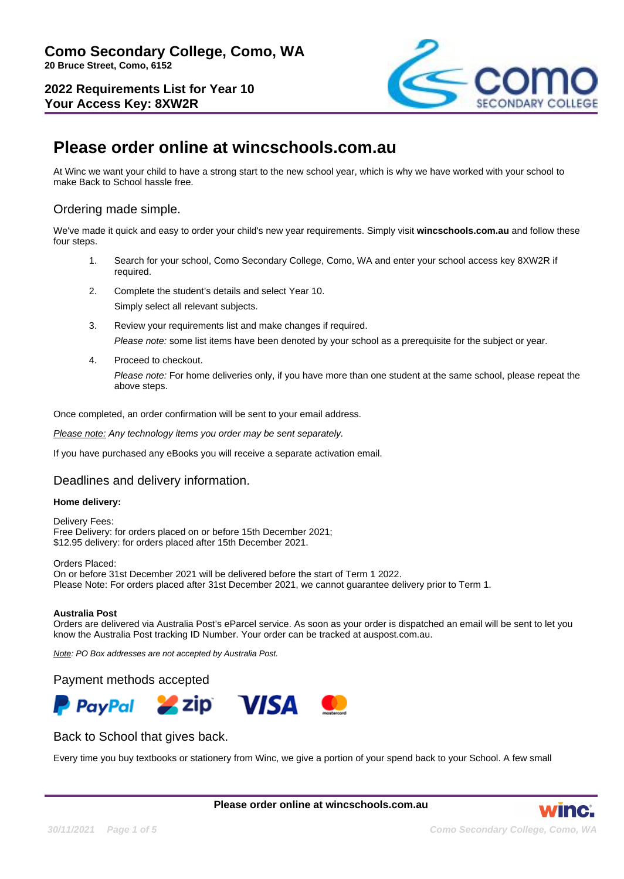**Como Secondary College, Como, WA**
**20 Bruce Street, Como, 6152**

**2022 Requirements List for Year 10**
**Your Access Key: 8XW2R**

# Please order online at wincschools.com.au

At Winc we want your child to have a strong start to the new school year, which is why we have worked with your school to make Back to School hassle free.

## Ordering made simple.

We've made it quick and easy to order your child's new year requirements. Simply visit **wincschools.com.au** and follow these four steps.

1. Search for your school, Como Secondary College, Como, WA and enter your school access key 8XW2R if required.
2. Complete the student's details and select Year 10.

   Simply select all relevant subjects.
3. Review your requirements list and make changes if required.

   *Please note:* some list items have been denoted by your school as a prerequisite for the subject or year.
4. Proceed to checkout.

   *Please note:* For home deliveries only, if you have more than one student at the same school, please repeat the above steps.

Once completed, an order confirmation will be sent to your email address.

*Please note: Any technology items you order may be sent separately.*

If you have purchased any eBooks you will receive a separate activation email.

## Deadlines and delivery information.

**Home delivery:**

Delivery Fees:
Free Delivery: for orders placed on or before 15th December 2021;
$12.95 delivery: for orders placed after 15th December 2021.

Orders Placed:
On or before 31st December 2021 will be delivered before the start of Term 1 2022.
Please Note: For orders placed after 31st December 2021, we cannot guarantee delivery prior to Term 1.

**Australia Post**
Orders are delivered via Australia Post's eParcel service. As soon as your order is dispatched an email will be sent to let you know the Australia Post tracking ID Number. Your order can be tracked at auspost.com.au.

*Note: PO Box addresses are not accepted by Australia Post.*

## Payment methods accepted

PayPal, zip, VISA, mastercard

## Back to School that gives back.

Every time you buy textbooks or stationery from Winc, we give a portion of your spend back to your School. A few small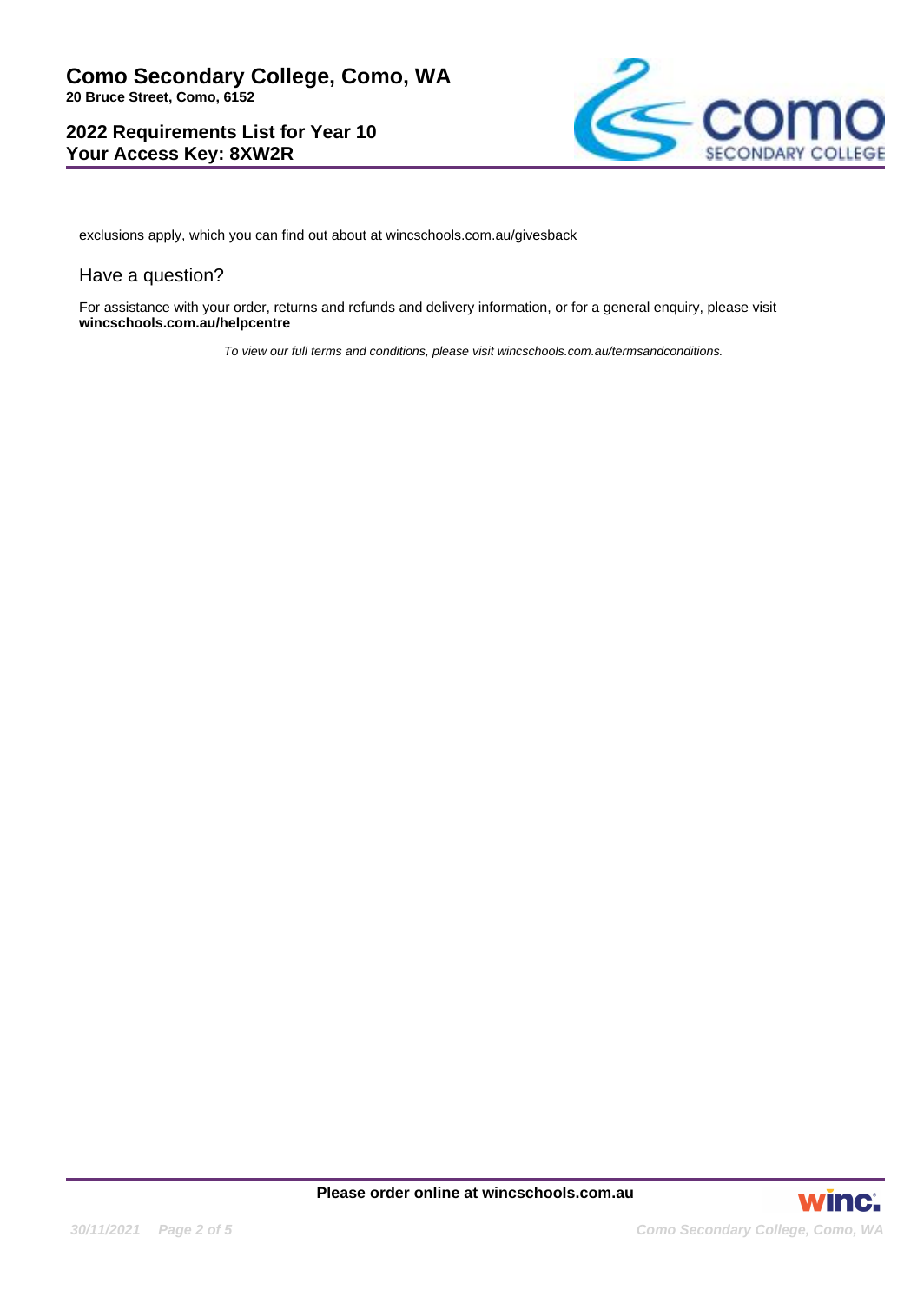exclusions apply, which you can find out about at wincschools.com.au/givesback

## Have a question?

For assistance with your order, returns and refunds and delivery information, or for a general enquiry, please visit **wincschools.com.au/helpcentre**

*To view our full terms and conditions, please visit wincschools.com.au/termsandconditions.*

**Please order online at wincschools.com.au**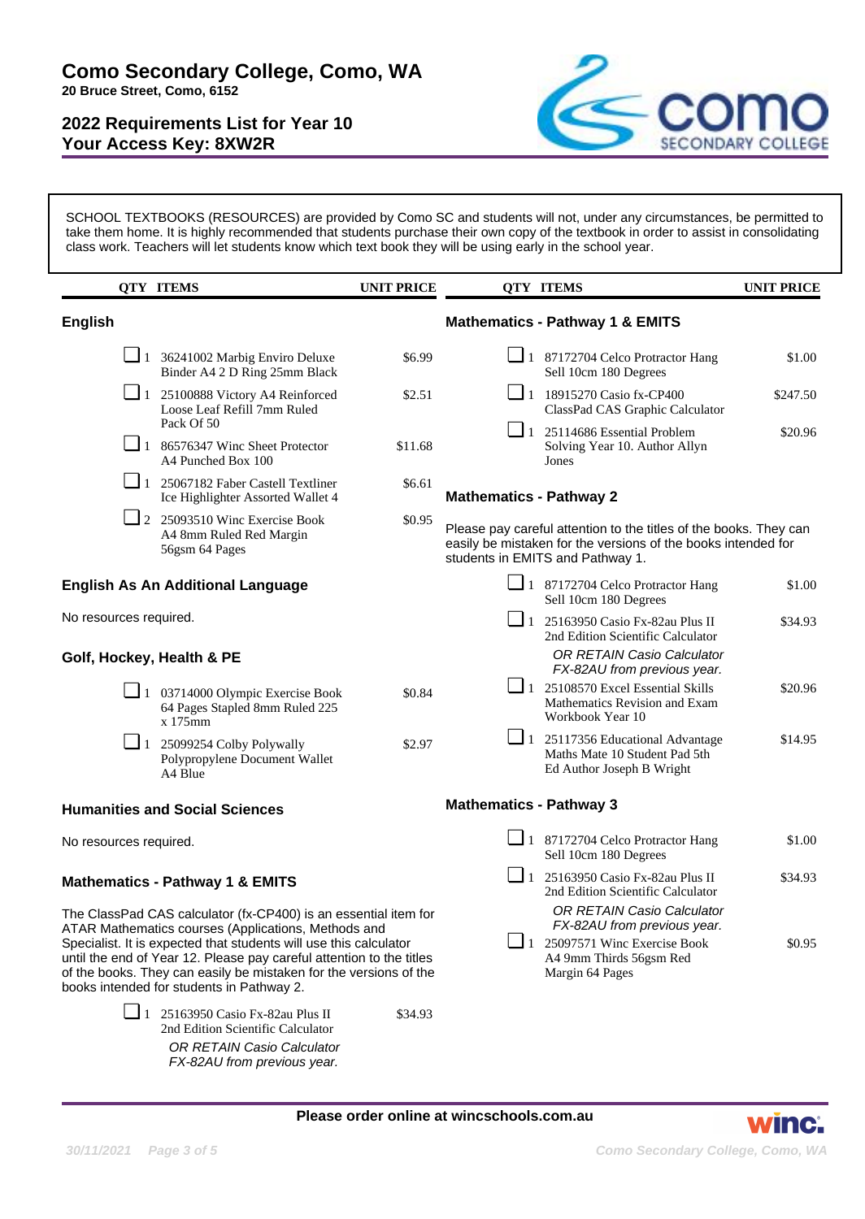# Como Secondary College, Como, WA

**20 Bruce Street, Como, 6152**

## 2022 Requirements List for Year 10

## Your Access Key: 8XW2R

SCHOOL TEXTBOOKS (RESOURCES) are provided by Como SC and students will not, under any circumstances, be permitted to take them home. It is highly recommended that students purchase their own copy of the textbook in order to assist in consolidating class work. Teachers will let students know which text book they will be using early in the school year.

### English

| QTY | ITEMS | UNIT PRICE |
|---|---|---|
| 1 | 36241002 Marbig Enviro Deluxe Binder A4 2 D Ring 25mm Black | $6.99 |
| 1 | 25100888 Victory A4 Reinforced Loose Leaf Refill 7mm Ruled Pack Of 50 | $2.51 |
| 1 | 86576347 Winc Sheet Protector A4 Punched Box 100 | $11.68 |
| 1 | 25067182 Faber Castell Textliner Ice Highlighter Assorted Wallet 4 | $6.61 |
| 2 | 25093510 Winc Exercise Book A4 8mm Ruled Red Margin 56gsm 64 Pages | $0.95 |

### English As An Additional Language

No resources required.

### Golf, Hockey, Health & PE

| QTY | ITEMS | UNIT PRICE |
|---|---|---|
| 1 | 03714000 Olympic Exercise Book 64 Pages Stapled 8mm Ruled 225 x 175mm | $0.84 |
| 1 | 25099254 Colby Polywally Polypropylene Document Wallet A4 Blue | $2.97 |

### Humanities and Social Sciences

No resources required.

### Mathematics - Pathway 1 & EMITS

The ClassPad CAS calculator (fx-CP400) is an essential item for ATAR Mathematics courses (Applications, Methods and Specialist. It is expected that students will use this calculator until the end of Year 12. Please pay careful attention to the titles of the books. They can easily be mistaken for the versions of the books intended for students in Pathway 2.

| QTY | ITEMS | UNIT PRICE |
|---|---|---|
| 1 | 25163950 Casio Fx-82au Plus II 2nd Edition Scientific Calculator<br>*OR RETAIN Casio Calculator FX-82AU from previous year.* | $34.93 |
| 1 | 87172704 Celco Protractor Hang Sell 10cm 180 Degrees | $1.00 |
| 1 | 18915270 Casio fx-CP400 ClassPad CAS Graphic Calculator | $247.50 |
| 1 | 25114686 Essential Problem Solving Year 10. Author Allyn Jones | $20.96 |

### Mathematics - Pathway 2

Please pay careful attention to the titles of the books. They can easily be mistaken for the versions of the books intended for students in EMITS and Pathway 1.

| QTY | ITEMS | UNIT PRICE |
|---|---|---|
| 1 | 87172704 Celco Protractor Hang Sell 10cm 180 Degrees | $1.00 |
| 1 | 25163950 Casio Fx-82au Plus II 2nd Edition Scientific Calculator<br>*OR RETAIN Casio Calculator FX-82AU from previous year.* | $34.93 |
| 1 | 25108570 Excel Essential Skills Mathematics Revision and Exam Workbook Year 10 | $20.96 |
| 1 | 25117356 Educational Advantage Maths Mate 10 Student Pad 5th Ed Author Joseph B Wright | $14.95 |

### Mathematics - Pathway 3

| QTY | ITEMS | UNIT PRICE |
|---|---|---|
| 1 | 87172704 Celco Protractor Hang Sell 10cm 180 Degrees | $1.00 |
| 1 | 25163950 Casio Fx-82au Plus II 2nd Edition Scientific Calculator<br>*OR RETAIN Casio Calculator FX-82AU from previous year.* | $34.93 |
| 1 | 25097571 Winc Exercise Book A4 9mm Thirds 56gsm Red Margin 64 Pages | $0.95 |

**Please order online at wincschools.com.au**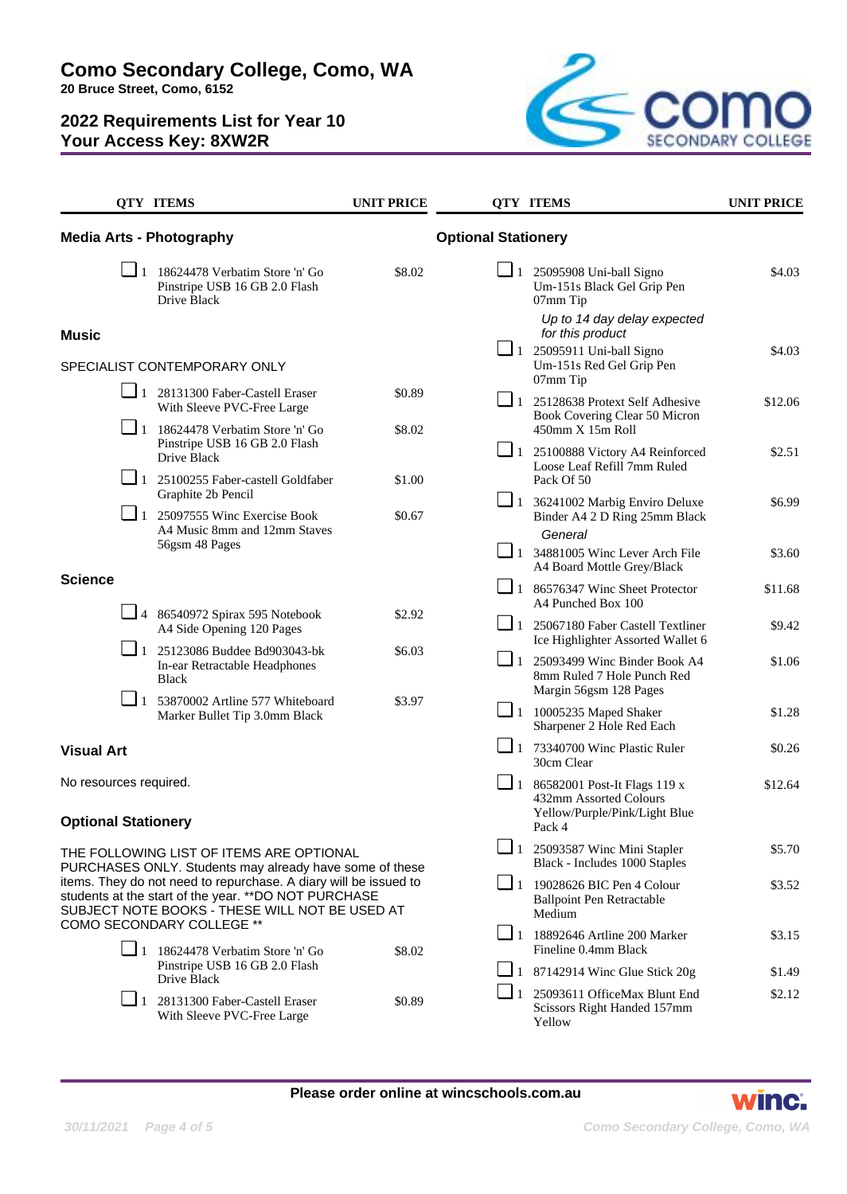# Como Secondary College, Como, WA

**20 Bruce Street, Como, 6152**

## 2022 Requirements List for Year 10
## Your Access Key: 8XW2R

| QTY | ITEMS | UNIT PRICE |
|---|---|---|

### Media Arts - Photography

| QTY | ITEMS | UNIT PRICE |
|---|---|---|
| 1 | 18624478 Verbatim Store 'n' Go Pinstripe USB 16 GB 2.0 Flash Drive Black | $8.02 |

### Music

SPECIALIST CONTEMPORARY ONLY

| QTY | ITEMS | UNIT PRICE |
|---|---|---|
| 1 | 28131300 Faber-Castell Eraser With Sleeve PVC-Free Large | $0.89 |
| 1 | 18624478 Verbatim Store 'n' Go Pinstripe USB 16 GB 2.0 Flash Drive Black | $8.02 |
| 1 | 25100255 Faber-castell Goldfaber Graphite 2b Pencil | $1.00 |
| 1 | 25097555 Winc Exercise Book A4 Music 8mm and 12mm Staves 56gsm 48 Pages | $0.67 |

### Science

| QTY | ITEMS | UNIT PRICE |
|---|---|---|
| 4 | 86540972 Spirax 595 Notebook A4 Side Opening 120 Pages | $2.92 |
| 1 | 25123086 Buddee Bd903043-bk In-ear Retractable Headphones Black | $6.03 |
| 1 | 53870002 Artline 577 Whiteboard Marker Bullet Tip 3.0mm Black | $3.97 |

### Visual Art

No resources required.

### Optional Stationery

THE FOLLOWING LIST OF ITEMS ARE OPTIONAL PURCHASES ONLY. Students may already have some of these items. They do not need to repurchase. A diary will be issued to students at the start of the year. **DO NOT PURCHASE SUBJECT NOTE BOOKS - THESE WILL NOT BE USED AT COMO SECONDARY COLLEGE **

| QTY | ITEMS | UNIT PRICE |
|---|---|---|
| 1 | 18624478 Verbatim Store 'n' Go Pinstripe USB 16 GB 2.0 Flash Drive Black | $8.02 |
| 1 | 28131300 Faber-Castell Eraser With Sleeve PVC-Free Large | $0.89 |
| 1 | 25095908 Uni-ball Signo Um-151s Black Gel Grip Pen 07mm Tip<br>*Up to 14 day delay expected for this product* | $4.03 |
| 1 | 25095911 Uni-ball Signo Um-151s Red Gel Grip Pen 07mm Tip | $4.03 |
| 1 | 25128638 Protext Self Adhesive Book Covering Clear 50 Micron 450mm X 15m Roll | $12.06 |
| 1 | 25100888 Victory A4 Reinforced Loose Leaf Refill 7mm Ruled Pack Of 50 | $2.51 |
| 1 | 36241002 Marbig Enviro Deluxe Binder A4 2 D Ring 25mm Black | $6.99 |

*General*

| QTY | ITEMS | UNIT PRICE |
|---|---|---|
| 1 | 34881005 Winc Lever Arch File A4 Board Mottle Grey/Black | $3.60 |
| 1 | 86576347 Winc Sheet Protector A4 Punched Box 100 | $11.68 |
| 1 | 25067180 Faber Castell Textliner Ice Highlighter Assorted Wallet 6 | $9.42 |
| 1 | 25093499 Winc Binder Book A4 8mm Ruled 7 Hole Punch Red Margin 56gsm 128 Pages | $1.06 |
| 1 | 10005235 Maped Shaker Sharpener 2 Hole Red Each | $1.28 |
| 1 | 73340700 Winc Plastic Ruler 30cm Clear | $0.26 |
| 1 | 86582001 Post-It Flags 119 x 432mm Assorted Colours Yellow/Purple/Pink/Light Blue Pack 4 | $12.64 |
| 1 | 25093587 Winc Mini Stapler Black - Includes 1000 Staples | $5.70 |
| 1 | 19028626 BIC Pen 4 Colour Ballpoint Pen Retractable Medium | $3.52 |
| 1 | 18892646 Artline 200 Marker Fineline 0.4mm Black | $3.15 |
| 1 | 87142914 Winc Glue Stick 20g | $1.49 |
| 1 | 25093611 OfficeMax Blunt End Scissors Right Handed 157mm Yellow | $2.12 |

**Please order online at wincschools.com.au**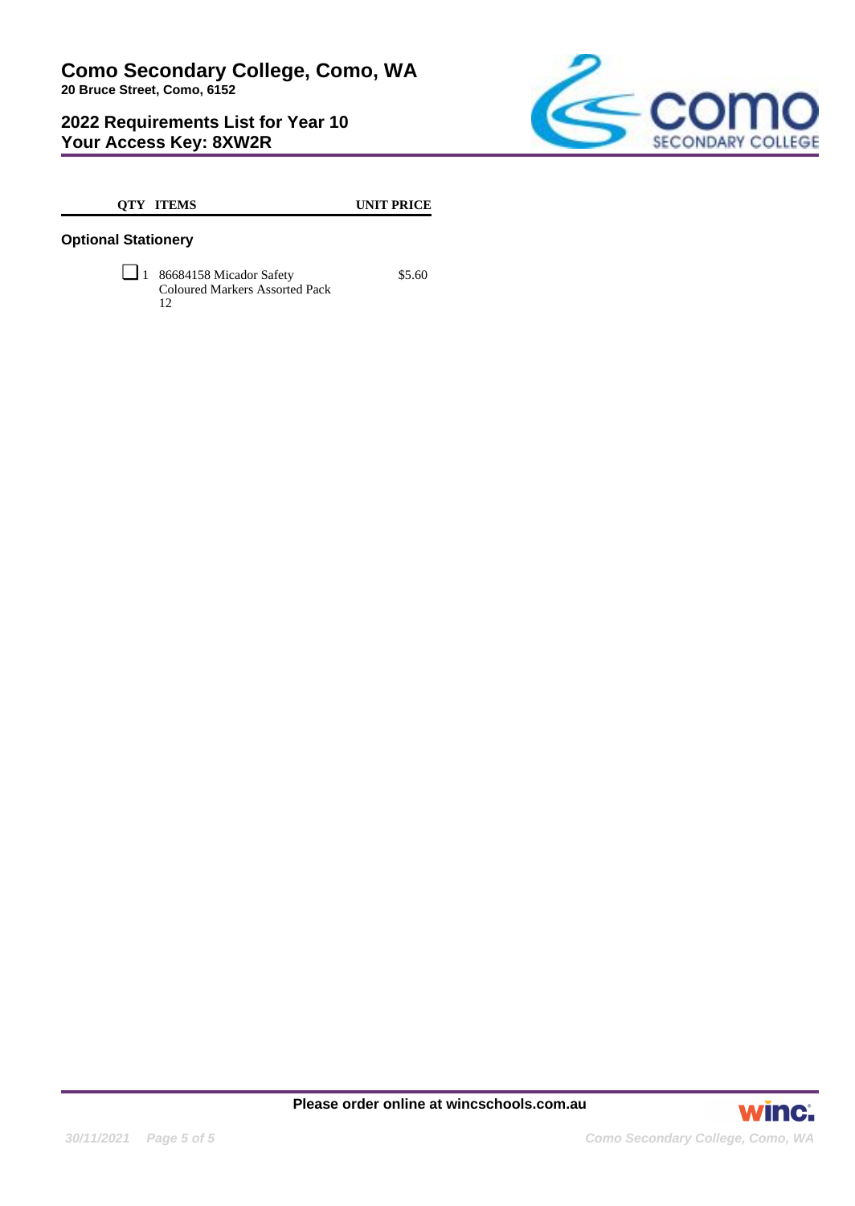# Como Secondary College, Como, WA

**20 Bruce Street, Como, 6152**

## 2022 Requirements List for Year 10
## Your Access Key: 8XW2R

| QTY | ITEMS | UNIT PRICE |
|---|---|---|

### Optional Stationery

| QTY | ITEMS | UNIT PRICE |
|---|---|---|
| ❑ 1 | 86684158 Micador Safety Coloured Markers Assorted Pack 12 | $5.60 |

**Please order online at wincschools.com.au**